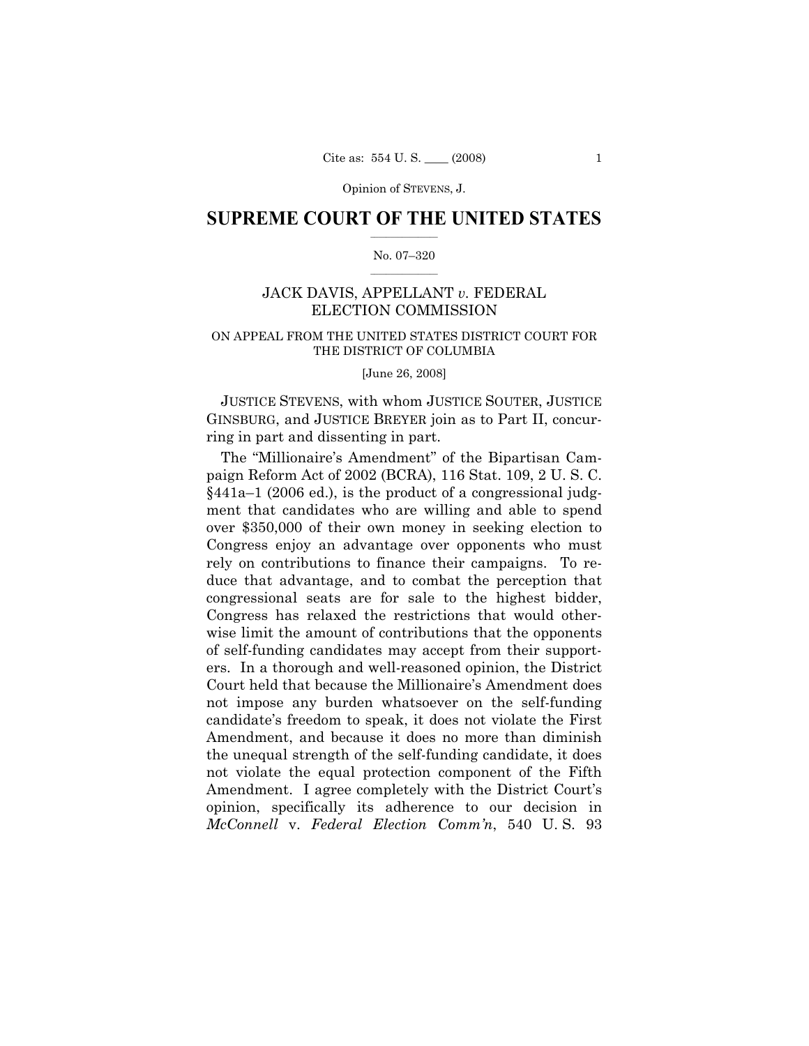# SUPREME COURT OF THE UNITED STATES

No. 07–320

## JACK DAVIS, APPELLANT *v.* FEDERAL ELECTION COMMISSION

ON APPEAL FROM THE UNITED STATES DISTRICT COURT FOR THE DISTRICT OF COLUMBIA

[June 26, 2008]

JUSTICE STEVENS, with whom JUSTICE SOUTER, JUSTICE GINSBURG, and JUSTICE BREYER join as to Part II, concurring in part and dissenting in part.

The "Millionaire's Amendment" of the Bipartisan Campaign Reform Act of 2002 (BCRA), 116 Stat. 109, 2 U. S. C. §441a–1 (2006 ed.), is the product of a congressional judgment that candidates who are willing and able to spend over $350,000 of their own money in seeking election to Congress enjoy an advantage over opponents who must rely on contributions to finance their campaigns. To reduce that advantage, and to combat the perception that congressional seats are for sale to the highest bidder, Congress has relaxed the restrictions that would otherwise limit the amount of contributions that the opponents of self-funding candidates may accept from their supporters. In a thorough and well-reasoned opinion, the District Court held that because the Millionaire's Amendment does not impose any burden whatsoever on the self-funding candidate's freedom to speak, it does not violate the First Amendment, and because it does no more than diminish the unequal strength of the self-funding candidate, it does not violate the equal protection component of the Fifth Amendment. I agree completely with the District Court's opinion, specifically its adherence to our decision in *McConnell* v. *Federal Election Comm'n*, 540 U. S. 93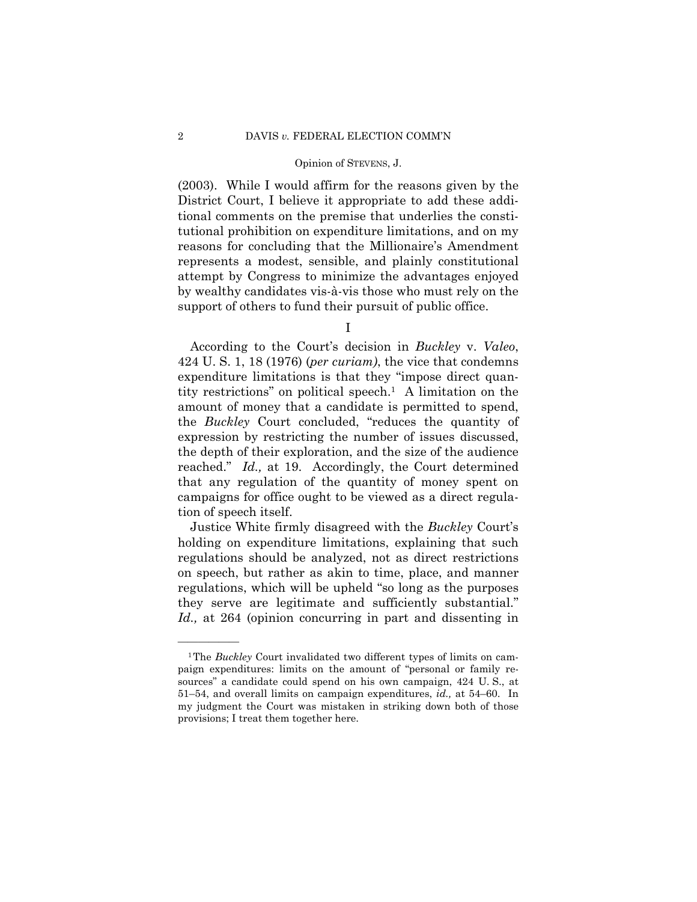(2003). While I would affirm for the reasons given by the District Court, I believe it appropriate to add these additional comments on the premise that underlies the constitutional prohibition on expenditure limitations, and on my reasons for concluding that the Millionaire's Amendment represents a modest, sensible, and plainly constitutional attempt by Congress to minimize the advantages enjoyed by wealthy candidates vis-à-vis those who must rely on the support of others to fund their pursuit of public office.

I

According to the Court's decision in *Buckley* v. *Valeo*, 424 U. S. 1, 18 (1976) (*per curiam)*, the vice that condemns expenditure limitations is that they "impose direct quantity restrictions" on political speech.[1] A limitation on the amount of money that a candidate is permitted to spend, the *Buckley* Court concluded, "reduces the quantity of expression by restricting the number of issues discussed, the depth of their exploration, and the size of the audience reached." *Id.,* at 19. Accordingly, the Court determined that any regulation of the quantity of money spent on campaigns for office ought to be viewed as a direct regulation of speech itself.

Justice White firmly disagreed with the *Buckley* Court's holding on expenditure limitations, explaining that such regulations should be analyzed, not as direct restrictions on speech, but rather as akin to time, place, and manner regulations, which will be upheld "so long as the purposes they serve are legitimate and sufficiently substantial." *Id.,* at 264 (opinion concurring in part and dissenting in

---

[1] The *Buckley* Court invalidated two different types of limits on campaign expenditures: limits on the amount of "personal or family resources" a candidate could spend on his own campaign, 424 U. S., at 51–54, and overall limits on campaign expenditures, *id.,* at 54–60. In my judgment the Court was mistaken in striking down both of those provisions; I treat them together here.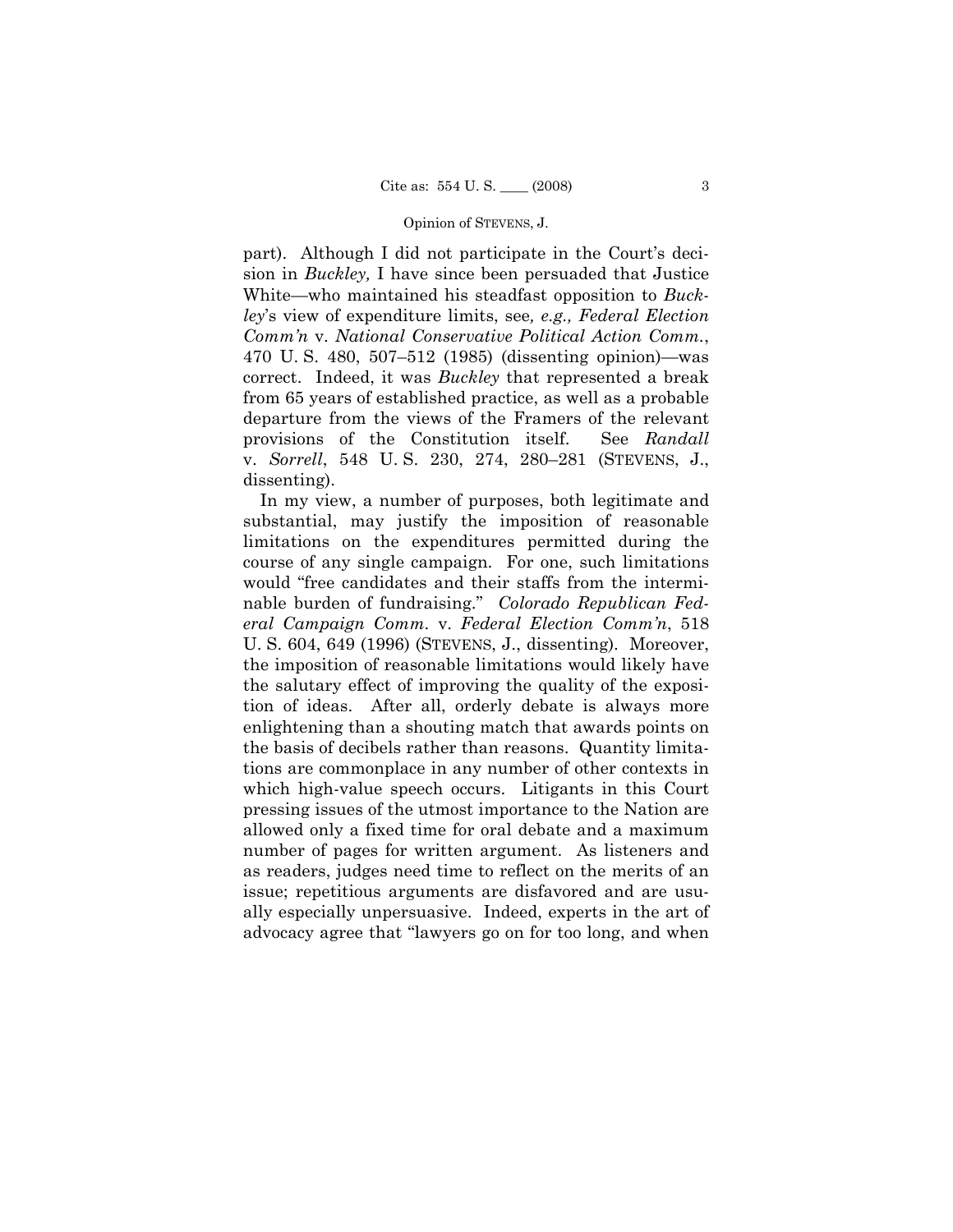part). Although I did not participate in the Court's decision in *Buckley,* I have since been persuaded that Justice White—who maintained his steadfast opposition to *Buckley*'s view of expenditure limits, see*, e.g., Federal Election Comm'n* v. *National Conservative Political Action Comm.*, 470 U. S. 480, 507–512 (1985) (dissenting opinion)—was correct. Indeed, it was *Buckley* that represented a break from 65 years of established practice, as well as a probable departure from the views of the Framers of the relevant provisions of the Constitution itself. See *Randall* v. *Sorrell*, 548 U. S. 230, 274, 280–281 (STEVENS, J., dissenting).

In my view, a number of purposes, both legitimate and substantial, may justify the imposition of reasonable limitations on the expenditures permitted during the course of any single campaign. For one, such limitations would "free candidates and their staffs from the interminable burden of fundraising." *Colorado Republican Federal Campaign Comm.* v. *Federal Election Comm'n*, 518 U. S. 604, 649 (1996) (STEVENS, J., dissenting). Moreover, the imposition of reasonable limitations would likely have the salutary effect of improving the quality of the exposition of ideas. After all, orderly debate is always more enlightening than a shouting match that awards points on the basis of decibels rather than reasons. Quantity limitations are commonplace in any number of other contexts in which high-value speech occurs. Litigants in this Court pressing issues of the utmost importance to the Nation are allowed only a fixed time for oral debate and a maximum number of pages for written argument. As listeners and as readers, judges need time to reflect on the merits of an issue; repetitious arguments are disfavored and are usually especially unpersuasive. Indeed, experts in the art of advocacy agree that "lawyers go on for too long, and when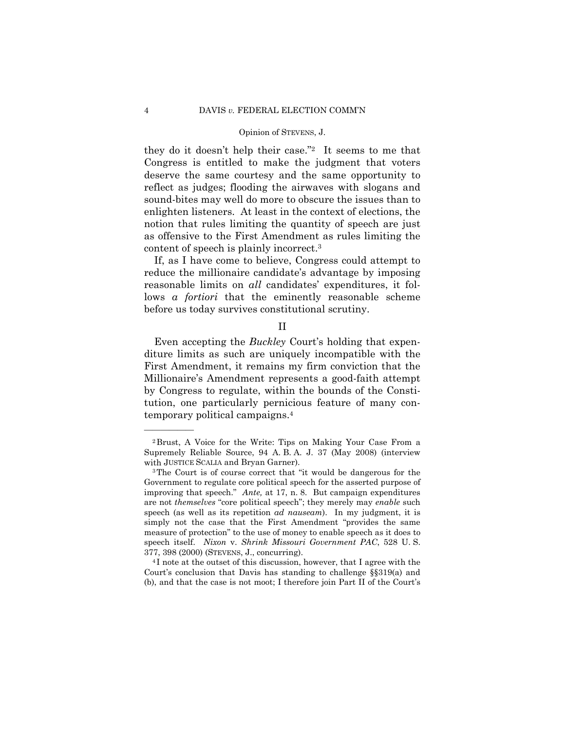they do it doesn't help their case."[2] It seems to me that Congress is entitled to make the judgment that voters deserve the same courtesy and the same opportunity to reflect as judges; flooding the airwaves with slogans and sound-bites may well do more to obscure the issues than to enlighten listeners. At least in the context of elections, the notion that rules limiting the quantity of speech are just as offensive to the First Amendment as rules limiting the content of speech is plainly incorrect.[3]

If, as I have come to believe, Congress could attempt to reduce the millionaire candidate's advantage by imposing reasonable limits on *all* candidates' expenditures, it follows *a fortiori* that the eminently reasonable scheme before us today survives constitutional scrutiny.

## II

Even accepting the *Buckley* Court's holding that expenditure limits as such are uniquely incompatible with the First Amendment, it remains my firm conviction that the Millionaire's Amendment represents a good-faith attempt by Congress to regulate, within the bounds of the Constitution, one particularly pernicious feature of many contemporary political campaigns.[4]

---

[2] Brust, A Voice for the Write: Tips on Making Your Case From a Supremely Reliable Source, 94 A. B. A. J. 37 (May 2008) (interview with JUSTICE SCALIA and Bryan Garner).

[3] The Court is of course correct that "it would be dangerous for the Government to regulate core political speech for the asserted purpose of improving that speech." *Ante,* at 17, n. 8. But campaign expenditures are not *themselves* "core political speech"; they merely may *enable* such speech (as well as its repetition *ad nauseam*). In my judgment, it is simply not the case that the First Amendment "provides the same measure of protection" to the use of money to enable speech as it does to speech itself. *Nixon* v. *Shrink Missouri Government PAC*, 528 U. S. 377, 398 (2000) (STEVENS, J., concurring).

[4] I note at the outset of this discussion, however, that I agree with the Court's conclusion that Davis has standing to challenge §§319(a) and (b), and that the case is not moot; I therefore join Part II of the Court's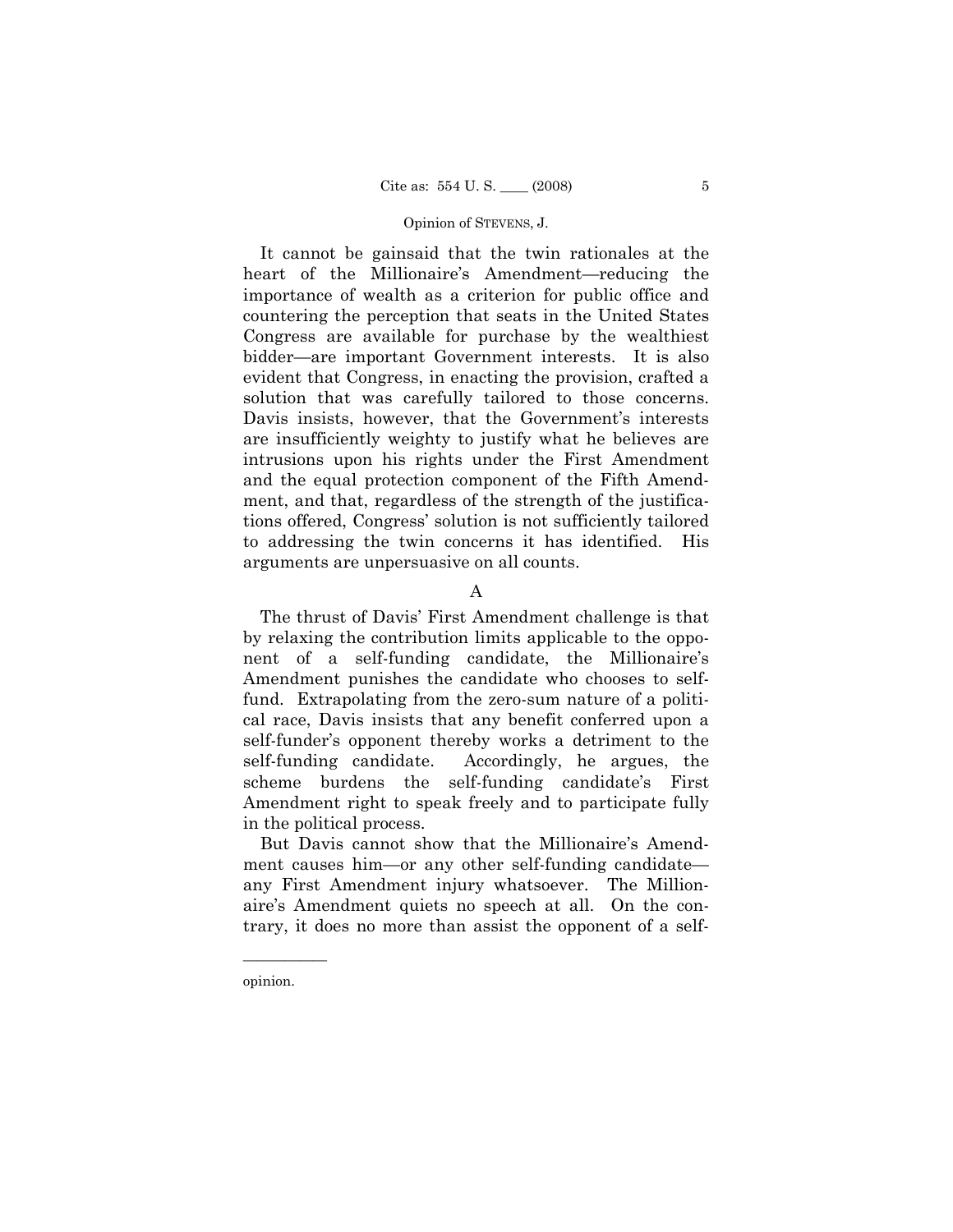It cannot be gainsaid that the twin rationales at the heart of the Millionaire's Amendment—reducing the importance of wealth as a criterion for public office and countering the perception that seats in the United States Congress are available for purchase by the wealthiest bidder—are important Government interests. It is also evident that Congress, in enacting the provision, crafted a solution that was carefully tailored to those concerns. Davis insists, however, that the Government's interests are insufficiently weighty to justify what he believes are intrusions upon his rights under the First Amendment and the equal protection component of the Fifth Amendment, and that, regardless of the strength of the justifications offered, Congress' solution is not sufficiently tailored to addressing the twin concerns it has identified. His arguments are unpersuasive on all counts.

### A

The thrust of Davis' First Amendment challenge is that by relaxing the contribution limits applicable to the opponent of a self-funding candidate, the Millionaire's Amendment punishes the candidate who chooses to self-fund. Extrapolating from the zero-sum nature of a political race, Davis insists that any benefit conferred upon a self-funder's opponent thereby works a detriment to the self-funding candidate. Accordingly, he argues, the scheme burdens the self-funding candidate's First Amendment right to speak freely and to participate fully in the political process.

But Davis cannot show that the Millionaire's Amendment causes him—or any other self-funding candidate—any First Amendment injury whatsoever. The Millionaire's Amendment quiets no speech at all. On the contrary, it does no more than assist the opponent of a self-

---

opinion.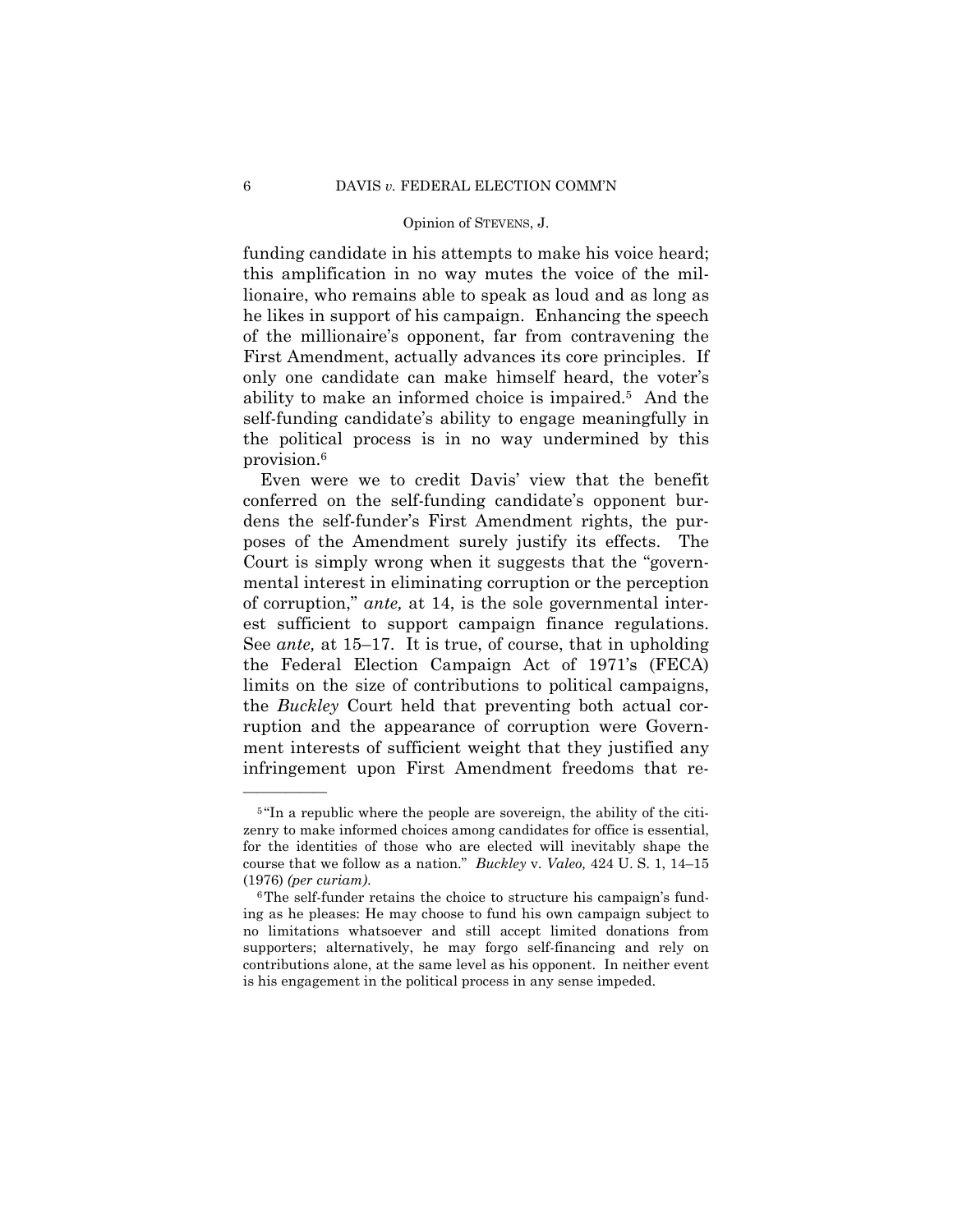funding candidate in his attempts to make his voice heard; this amplification in no way mutes the voice of the millionaire, who remains able to speak as loud and as long as he likes in support of his campaign. Enhancing the speech of the millionaire's opponent, far from contravening the First Amendment, actually advances its core principles. If only one candidate can make himself heard, the voter's ability to make an informed choice is impaired.[5] And the self-funding candidate's ability to engage meaningfully in the political process is in no way undermined by this provision.[6]

Even were we to credit Davis' view that the benefit conferred on the self-funding candidate's opponent burdens the self-funder's First Amendment rights, the purposes of the Amendment surely justify its effects. The Court is simply wrong when it suggests that the "governmental interest in eliminating corruption or the perception of corruption," *ante,* at 14, is the sole governmental interest sufficient to support campaign finance regulations. See *ante,* at 15–17. It is true, of course, that in upholding the Federal Election Campaign Act of 1971's (FECA) limits on the size of contributions to political campaigns, the *Buckley* Court held that preventing both actual corruption and the appearance of corruption were Government interests of sufficient weight that they justified any infringement upon First Amendment freedoms that re-

---

[5] "In a republic where the people are sovereign, the ability of the citizenry to make informed choices among candidates for office is essential, for the identities of those who are elected will inevitably shape the course that we follow as a nation." *Buckley* v. *Valeo,* 424 U. S. 1, 14–15 (1976) *(per curiam).*

[6] The self-funder retains the choice to structure his campaign's funding as he pleases: He may choose to fund his own campaign subject to no limitations whatsoever and still accept limited donations from supporters; alternatively, he may forgo self-financing and rely on contributions alone, at the same level as his opponent. In neither event is his engagement in the political process in any sense impeded.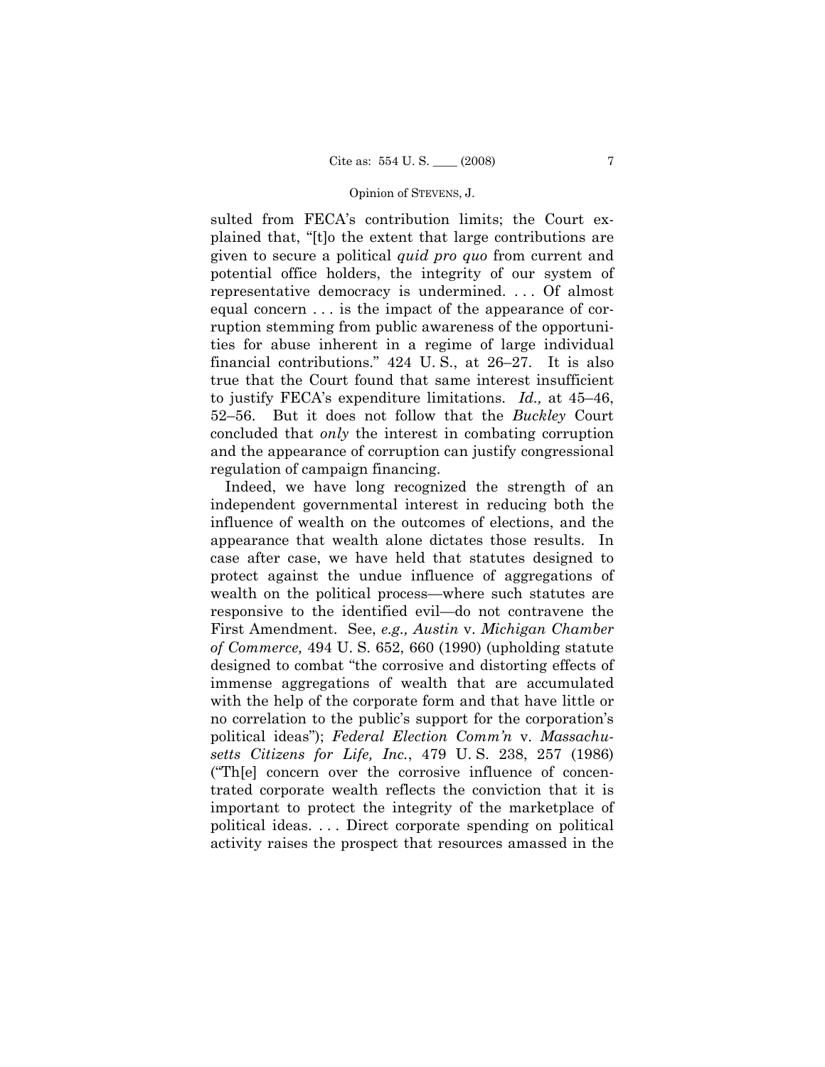sulted from FECA's contribution limits; the Court explained that, "[t]o the extent that large contributions are given to secure a political *quid pro quo* from current and potential office holders, the integrity of our system of representative democracy is undermined. . . . Of almost equal concern . . . is the impact of the appearance of corruption stemming from public awareness of the opportunities for abuse inherent in a regime of large individual financial contributions." 424 U. S., at 26–27. It is also true that the Court found that same interest insufficient to justify FECA's expenditure limitations. *Id.,* at 45–46, 52–56. But it does not follow that the *Buckley* Court concluded that *only* the interest in combating corruption and the appearance of corruption can justify congressional regulation of campaign financing.

Indeed, we have long recognized the strength of an independent governmental interest in reducing both the influence of wealth on the outcomes of elections, and the appearance that wealth alone dictates those results. In case after case, we have held that statutes designed to protect against the undue influence of aggregations of wealth on the political process—where such statutes are responsive to the identified evil—do not contravene the First Amendment. See, *e.g., Austin* v. *Michigan Chamber of Commerce,* 494 U. S. 652, 660 (1990) (upholding statute designed to combat "the corrosive and distorting effects of immense aggregations of wealth that are accumulated with the help of the corporate form and that have little or no correlation to the public's support for the corporation's political ideas"); *Federal Election Comm'n* v. *Massachusetts Citizens for Life, Inc.*, 479 U. S. 238, 257 (1986) ("Th[e] concern over the corrosive influence of concentrated corporate wealth reflects the conviction that it is important to protect the integrity of the marketplace of political ideas. . . . Direct corporate spending on political activity raises the prospect that resources amassed in the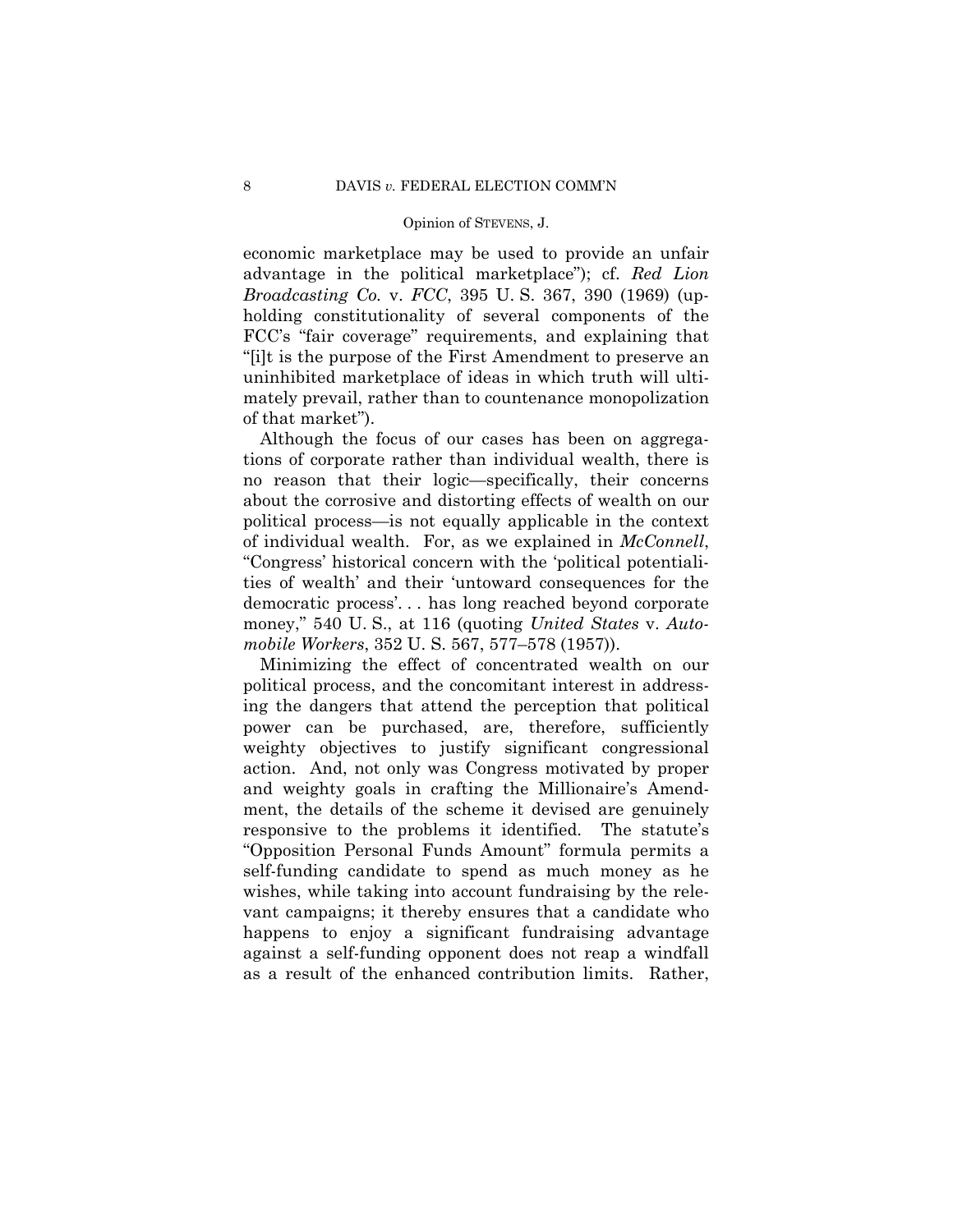economic marketplace may be used to provide an unfair advantage in the political marketplace"); cf. *Red Lion Broadcasting Co.* v. *FCC*, 395 U. S. 367, 390 (1969) (upholding constitutionality of several components of the FCC's "fair coverage" requirements, and explaining that "[i]t is the purpose of the First Amendment to preserve an uninhibited marketplace of ideas in which truth will ultimately prevail, rather than to countenance monopolization of that market").

Although the focus of our cases has been on aggregations of corporate rather than individual wealth, there is no reason that their logic—specifically, their concerns about the corrosive and distorting effects of wealth on our political process—is not equally applicable in the context of individual wealth. For, as we explained in *McConnell*, "Congress' historical concern with the 'political potentialities of wealth' and their 'untoward consequences for the democratic process'. . . has long reached beyond corporate money," 540 U. S., at 116 (quoting *United States* v. *Automobile Workers*, 352 U. S. 567, 577–578 (1957)).

Minimizing the effect of concentrated wealth on our political process, and the concomitant interest in addressing the dangers that attend the perception that political power can be purchased, are, therefore, sufficiently weighty objectives to justify significant congressional action. And, not only was Congress motivated by proper and weighty goals in crafting the Millionaire's Amendment, the details of the scheme it devised are genuinely responsive to the problems it identified. The statute's "Opposition Personal Funds Amount" formula permits a self-funding candidate to spend as much money as he wishes, while taking into account fundraising by the relevant campaigns; it thereby ensures that a candidate who happens to enjoy a significant fundraising advantage against a self-funding opponent does not reap a windfall as a result of the enhanced contribution limits. Rather,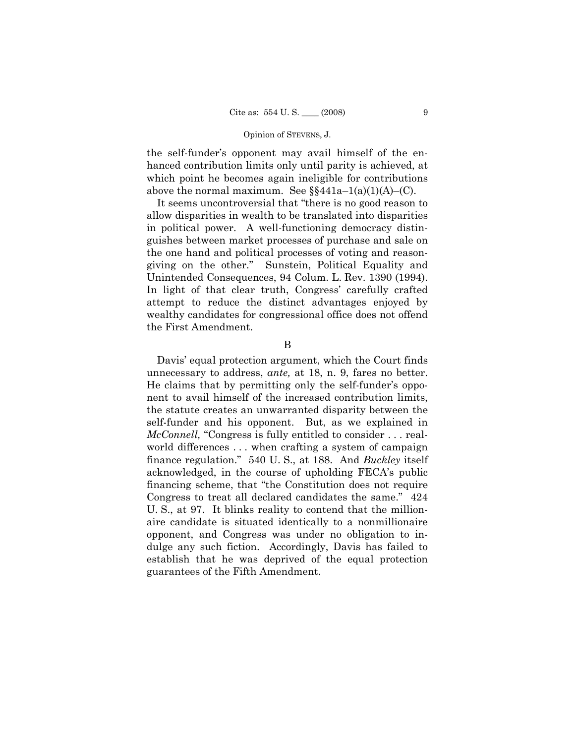the self-funder's opponent may avail himself of the enhanced contribution limits only until parity is achieved, at which point he becomes again ineligible for contributions above the normal maximum. See §§441a–1(a)(1)(A)–(C).

It seems uncontroversial that "there is no good reason to allow disparities in wealth to be translated into disparities in political power. A well-functioning democracy distinguishes between market processes of purchase and sale on the one hand and political processes of voting and reason-giving on the other." Sunstein, Political Equality and Unintended Consequences, 94 Colum. L. Rev. 1390 (1994). In light of that clear truth, Congress' carefully crafted attempt to reduce the distinct advantages enjoyed by wealthy candidates for congressional office does not offend the First Amendment.

B

Davis' equal protection argument, which the Court finds unnecessary to address, *ante,* at 18, n. 9, fares no better. He claims that by permitting only the self-funder's opponent to avail himself of the increased contribution limits, the statute creates an unwarranted disparity between the self-funder and his opponent. But, as we explained in *McConnell,* "Congress is fully entitled to consider . . . real-world differences . . . when crafting a system of campaign finance regulation." 540 U. S., at 188. And *Buckley* itself acknowledged, in the course of upholding FECA's public financing scheme, that "the Constitution does not require Congress to treat all declared candidates the same." 424 U. S., at 97. It blinks reality to contend that the millionaire candidate is situated identically to a nonmillionaire opponent, and Congress was under no obligation to indulge any such fiction. Accordingly, Davis has failed to establish that he was deprived of the equal protection guarantees of the Fifth Amendment.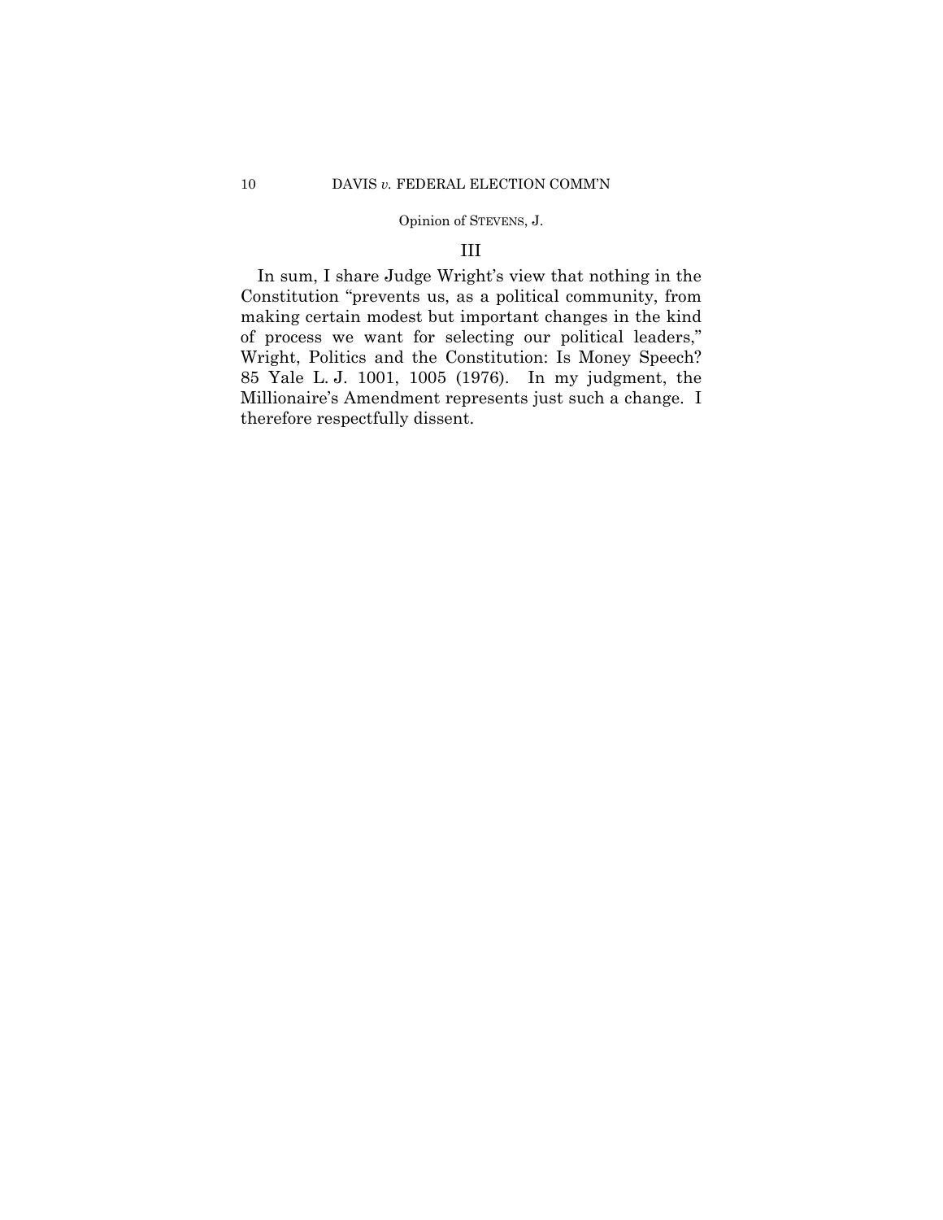### III

In sum, I share Judge Wright's view that nothing in the Constitution "prevents us, as a political community, from making certain modest but important changes in the kind of process we want for selecting our political leaders," Wright, Politics and the Constitution: Is Money Speech? 85 Yale L. J. 1001, 1005 (1976). In my judgment, the Millionaire's Amendment represents just such a change. I therefore respectfully dissent.